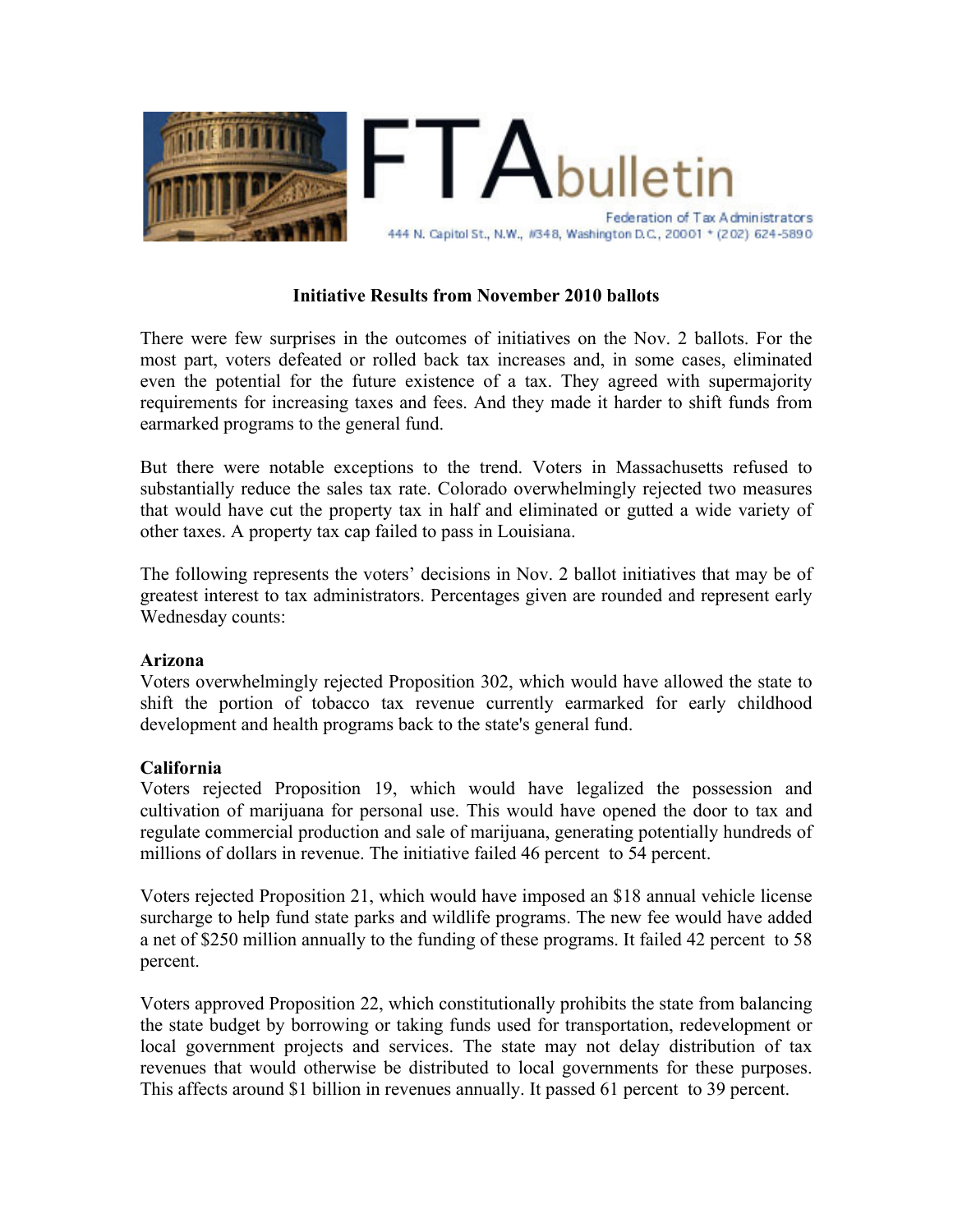FTAbulletin

Federation of Tax Administrators
444 N. Capitol St., N.W., #348, Washington D.C., 20001 * (202) 624-5890

## Initiative Results from November 2010 ballots

There were few surprises in the outcomes of initiatives on the Nov. 2 ballots. For the most part, voters defeated or rolled back tax increases and, in some cases, eliminated even the potential for the future existence of a tax. They agreed with supermajority requirements for increasing taxes and fees. And they made it harder to shift funds from earmarked programs to the general fund.

But there were notable exceptions to the trend. Voters in Massachusetts refused to substantially reduce the sales tax rate. Colorado overwhelmingly rejected two measures that would have cut the property tax in half and eliminated or gutted a wide variety of other taxes. A property tax cap failed to pass in Louisiana.

The following represents the voters' decisions in Nov. 2 ballot initiatives that may be of greatest interest to tax administrators. Percentages given are rounded and represent early Wednesday counts:

### Arizona

Voters overwhelmingly rejected Proposition 302, which would have allowed the state to shift the portion of tobacco tax revenue currently earmarked for early childhood development and health programs back to the state's general fund.

### California

Voters rejected Proposition 19, which would have legalized the possession and cultivation of marijuana for personal use. This would have opened the door to tax and regulate commercial production and sale of marijuana, generating potentially hundreds of millions of dollars in revenue. The initiative failed 46 percent to 54 percent.

Voters rejected Proposition 21, which would have imposed an $18 annual vehicle license surcharge to help fund state parks and wildlife programs. The new fee would have added a net of $250 million annually to the funding of these programs. It failed 42 percent to 58 percent.

Voters approved Proposition 22, which constitutionally prohibits the state from balancing the state budget by borrowing or taking funds used for transportation, redevelopment or local government projects and services. The state may not delay distribution of tax revenues that would otherwise be distributed to local governments for these purposes. This affects around $1 billion in revenues annually. It passed 61 percent to 39 percent.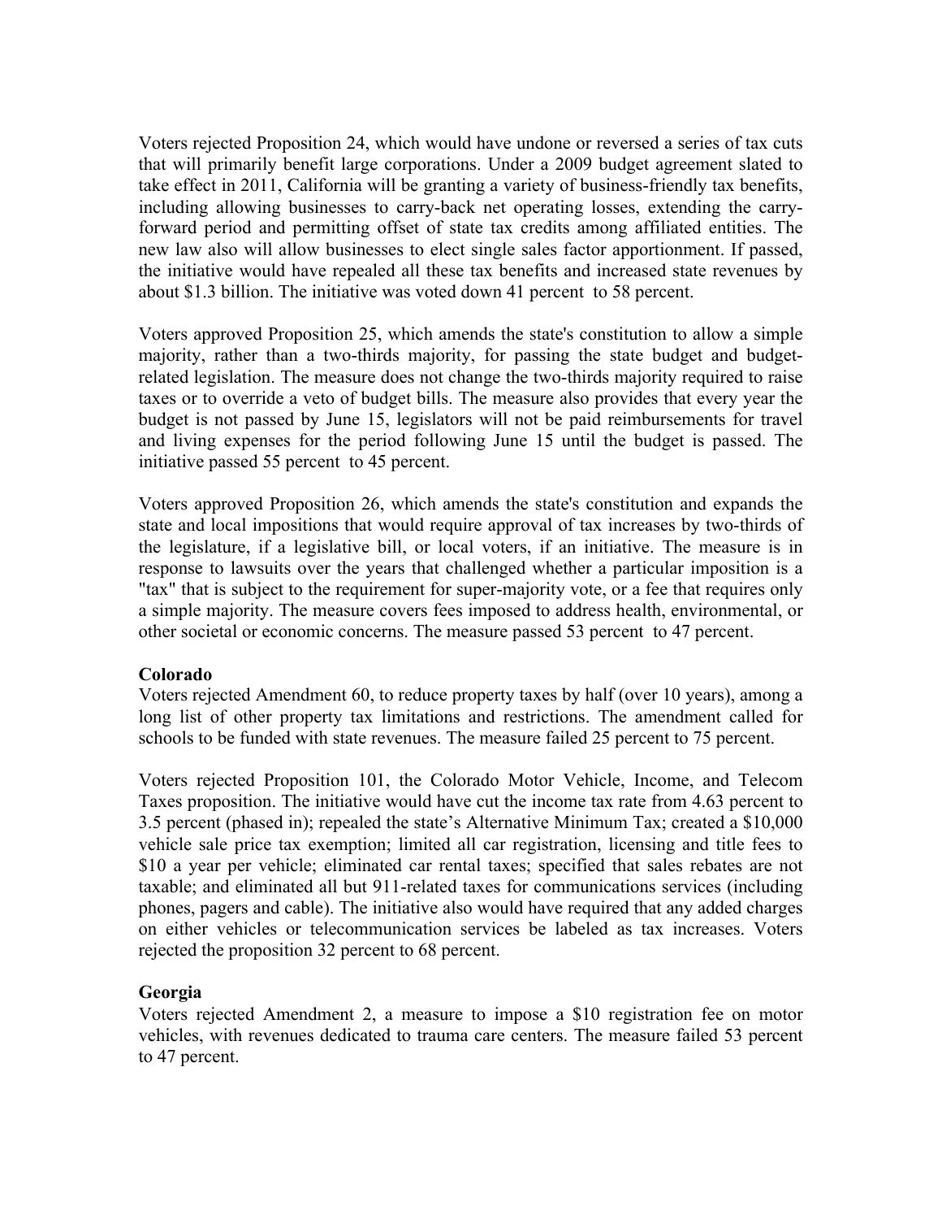Voters rejected Proposition 24, which would have undone or reversed a series of tax cuts that will primarily benefit large corporations. Under a 2009 budget agreement slated to take effect in 2011, California will be granting a variety of business-friendly tax benefits, including allowing businesses to carry-back net operating losses, extending the carry-forward period and permitting offset of state tax credits among affiliated entities. The new law also will allow businesses to elect single sales factor apportionment. If passed, the initiative would have repealed all these tax benefits and increased state revenues by about $1.3 billion. The initiative was voted down 41 percent to 58 percent.

Voters approved Proposition 25, which amends the state's constitution to allow a simple majority, rather than a two-thirds majority, for passing the state budget and budget-related legislation. The measure does not change the two-thirds majority required to raise taxes or to override a veto of budget bills. The measure also provides that every year the budget is not passed by June 15, legislators will not be paid reimbursements for travel and living expenses for the period following June 15 until the budget is passed. The initiative passed 55 percent to 45 percent.

Voters approved Proposition 26, which amends the state's constitution and expands the state and local impositions that would require approval of tax increases by two-thirds of the legislature, if a legislative bill, or local voters, if an initiative. The measure is in response to lawsuits over the years that challenged whether a particular imposition is a "tax" that is subject to the requirement for super-majority vote, or a fee that requires only a simple majority. The measure covers fees imposed to address health, environmental, or other societal or economic concerns. The measure passed 53 percent to 47 percent.

**Colorado**

Voters rejected Amendment 60, to reduce property taxes by half (over 10 years), among a long list of other property tax limitations and restrictions. The amendment called for schools to be funded with state revenues. The measure failed 25 percent to 75 percent.

Voters rejected Proposition 101, the Colorado Motor Vehicle, Income, and Telecom Taxes proposition. The initiative would have cut the income tax rate from 4.63 percent to 3.5 percent (phased in); repealed the state's Alternative Minimum Tax; created a $10,000 vehicle sale price tax exemption; limited all car registration, licensing and title fees to $10 a year per vehicle; eliminated car rental taxes; specified that sales rebates are not taxable; and eliminated all but 911-related taxes for communications services (including phones, pagers and cable). The initiative also would have required that any added charges on either vehicles or telecommunication services be labeled as tax increases. Voters rejected the proposition 32 percent to 68 percent.

**Georgia**

Voters rejected Amendment 2, a measure to impose a $10 registration fee on motor vehicles, with revenues dedicated to trauma care centers. The measure failed 53 percent to 47 percent.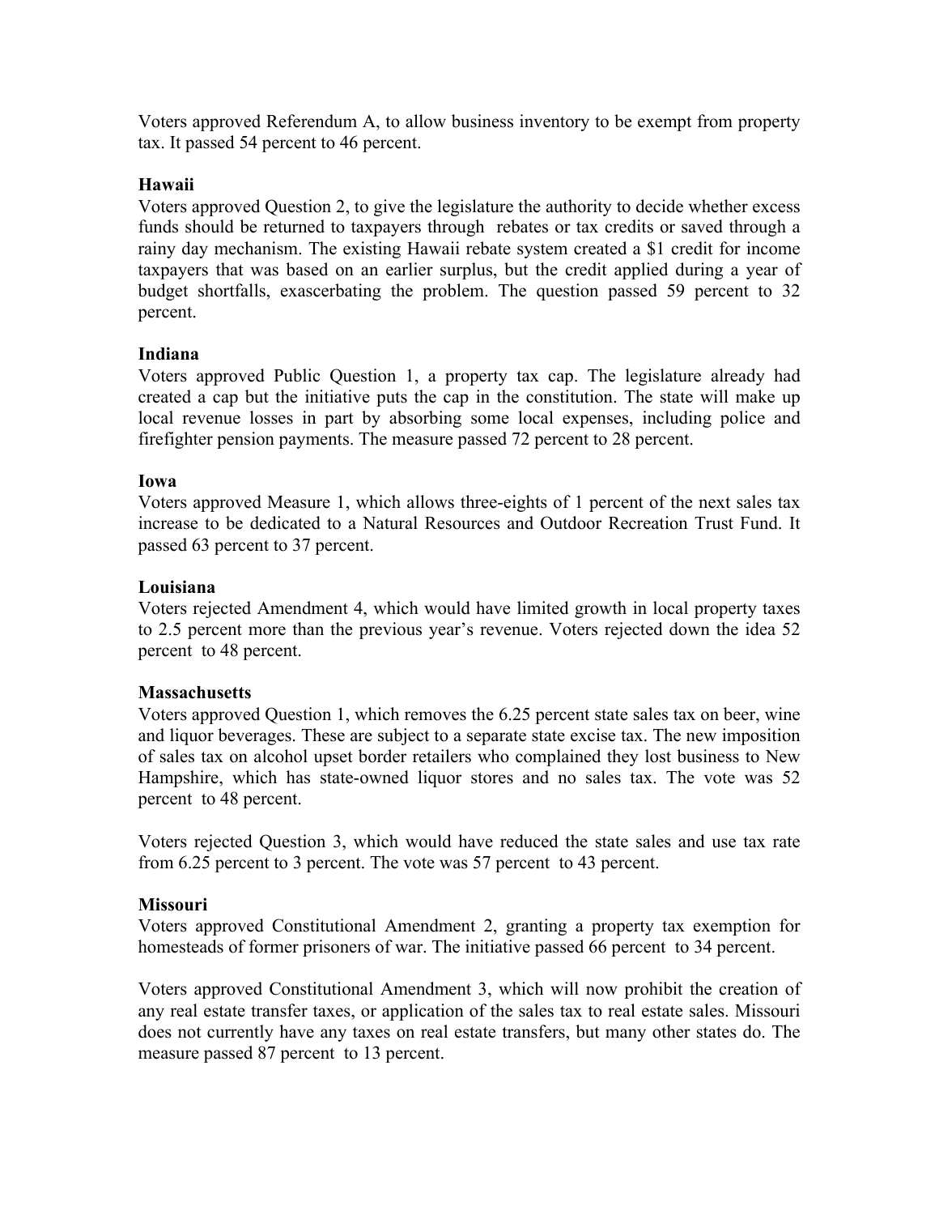Voters approved Referendum A, to allow business inventory to be exempt from property tax. It passed 54 percent to 46 percent.

**Hawaii**

Voters approved Question 2, to give the legislature the authority to decide whether excess funds should be returned to taxpayers through rebates or tax credits or saved through a rainy day mechanism. The existing Hawaii rebate system created a $1 credit for income taxpayers that was based on an earlier surplus, but the credit applied during a year of budget shortfalls, exascerbating the problem. The question passed 59 percent to 32 percent.

**Indiana**

Voters approved Public Question 1, a property tax cap. The legislature already had created a cap but the initiative puts the cap in the constitution. The state will make up local revenue losses in part by absorbing some local expenses, including police and firefighter pension payments. The measure passed 72 percent to 28 percent.

**Iowa**

Voters approved Measure 1, which allows three-eights of 1 percent of the next sales tax increase to be dedicated to a Natural Resources and Outdoor Recreation Trust Fund. It passed 63 percent to 37 percent.

**Louisiana**

Voters rejected Amendment 4, which would have limited growth in local property taxes to 2.5 percent more than the previous year's revenue. Voters rejected down the idea 52 percent to 48 percent.

**Massachusetts**

Voters approved Question 1, which removes the 6.25 percent state sales tax on beer, wine and liquor beverages. These are subject to a separate state excise tax. The new imposition of sales tax on alcohol upset border retailers who complained they lost business to New Hampshire, which has state-owned liquor stores and no sales tax. The vote was 52 percent to 48 percent.

Voters rejected Question 3, which would have reduced the state sales and use tax rate from 6.25 percent to 3 percent. The vote was 57 percent to 43 percent.

**Missouri**

Voters approved Constitutional Amendment 2, granting a property tax exemption for homesteads of former prisoners of war. The initiative passed 66 percent to 34 percent.

Voters approved Constitutional Amendment 3, which will now prohibit the creation of any real estate transfer taxes, or application of the sales tax to real estate sales. Missouri does not currently have any taxes on real estate transfers, but many other states do. The measure passed 87 percent to 13 percent.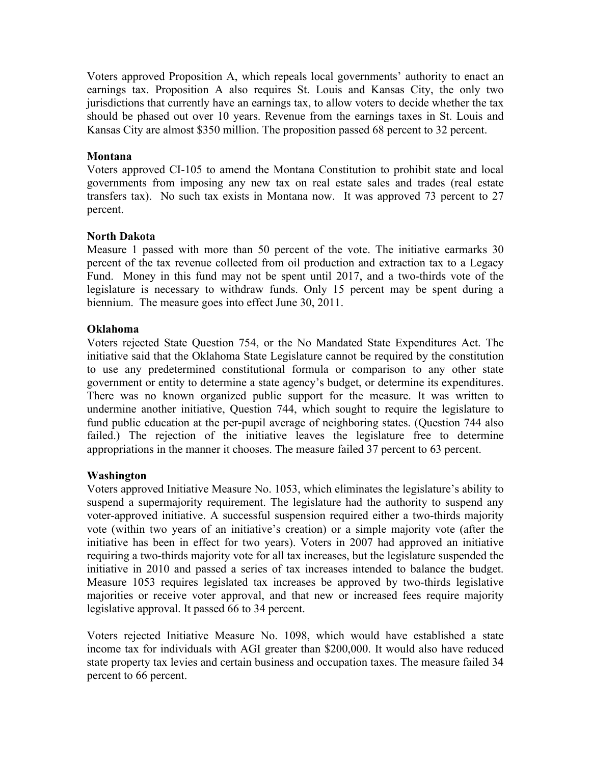Voters approved Proposition A, which repeals local governments' authority to enact an earnings tax. Proposition A also requires St. Louis and Kansas City, the only two jurisdictions that currently have an earnings tax, to allow voters to decide whether the tax should be phased out over 10 years. Revenue from the earnings taxes in St. Louis and Kansas City are almost $350 million. The proposition passed 68 percent to 32 percent.

**Montana**

Voters approved CI-105 to amend the Montana Constitution to prohibit state and local governments from imposing any new tax on real estate sales and trades (real estate transfers tax). No such tax exists in Montana now. It was approved 73 percent to 27 percent.

**North Dakota**

Measure 1 passed with more than 50 percent of the vote. The initiative earmarks 30 percent of the tax revenue collected from oil production and extraction tax to a Legacy Fund. Money in this fund may not be spent until 2017, and a two-thirds vote of the legislature is necessary to withdraw funds. Only 15 percent may be spent during a biennium. The measure goes into effect June 30, 2011.

**Oklahoma**

Voters rejected State Question 754, or the No Mandated State Expenditures Act. The initiative said that the Oklahoma State Legislature cannot be required by the constitution to use any predetermined constitutional formula or comparison to any other state government or entity to determine a state agency's budget, or determine its expenditures. There was no known organized public support for the measure. It was written to undermine another initiative, Question 744, which sought to require the legislature to fund public education at the per-pupil average of neighboring states. (Question 744 also failed.) The rejection of the initiative leaves the legislature free to determine appropriations in the manner it chooses. The measure failed 37 percent to 63 percent.

**Washington**

Voters approved Initiative Measure No. 1053, which eliminates the legislature's ability to suspend a supermajority requirement. The legislature had the authority to suspend any voter-approved initiative. A successful suspension required either a two-thirds majority vote (within two years of an initiative's creation) or a simple majority vote (after the initiative has been in effect for two years). Voters in 2007 had approved an initiative requiring a two-thirds majority vote for all tax increases, but the legislature suspended the initiative in 2010 and passed a series of tax increases intended to balance the budget. Measure 1053 requires legislated tax increases be approved by two-thirds legislative majorities or receive voter approval, and that new or increased fees require majority legislative approval. It passed 66 to 34 percent.

Voters rejected Initiative Measure No. 1098, which would have established a state income tax for individuals with AGI greater than $200,000. It would also have reduced state property tax levies and certain business and occupation taxes. The measure failed 34 percent to 66 percent.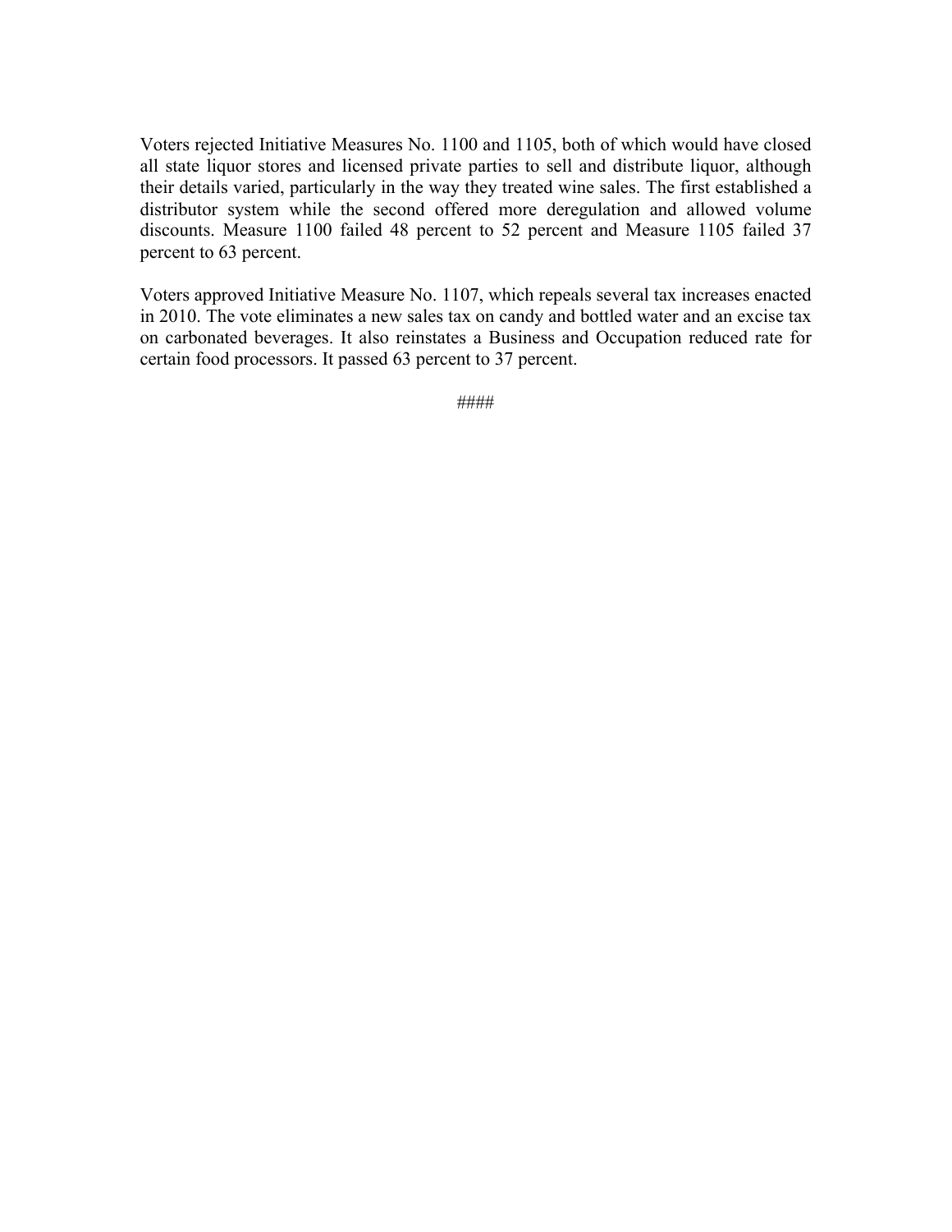Voters rejected Initiative Measures No. 1100 and 1105, both of which would have closed all state liquor stores and licensed private parties to sell and distribute liquor, although their details varied, particularly in the way they treated wine sales. The first established a distributor system while the second offered more deregulation and allowed volume discounts. Measure 1100 failed 48 percent to 52 percent and Measure 1105 failed 37 percent to 63 percent.

Voters approved Initiative Measure No. 1107, which repeals several tax increases enacted in 2010. The vote eliminates a new sales tax on candy and bottled water and an excise tax on carbonated beverages. It also reinstates a Business and Occupation reduced rate for certain food processors. It passed 63 percent to 37 percent.

####